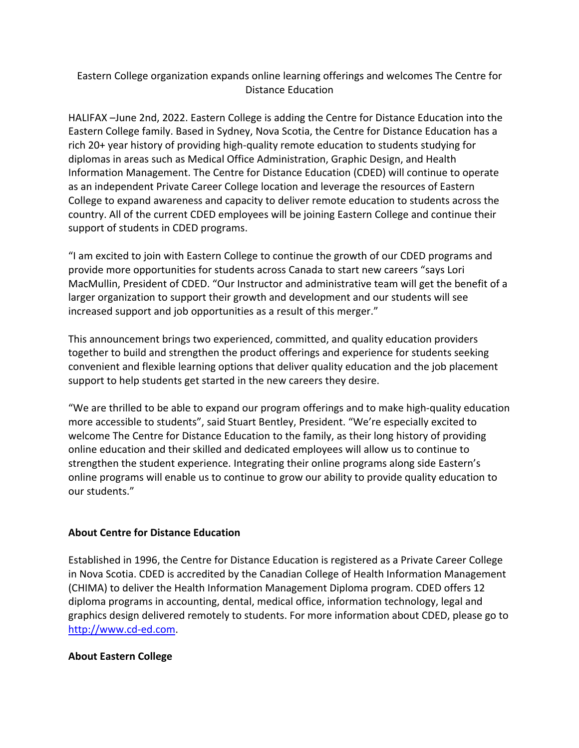# Eastern College organization expands online learning offerings and welcomes The Centre for Distance Education

HALIFAX –June 2nd, 2022. Eastern College is adding the Centre for Distance Education into the Eastern College family. Based in Sydney, Nova Scotia, the Centre for Distance Education has a rich 20+ year history of providing high-quality remote education to students studying for diplomas in areas such as Medical Office Administration, Graphic Design, and Health Information Management. The Centre for Distance Education (CDED) will continue to operate as an independent Private Career College location and leverage the resources of Eastern College to expand awareness and capacity to deliver remote education to students across the country. All of the current CDED employees will be joining Eastern College and continue their support of students in CDED programs.

"I am excited to join with Eastern College to continue the growth of our CDED programs and provide more opportunities for students across Canada to start new careers "says Lori MacMullin, President of CDED. "Our Instructor and administrative team will get the benefit of a larger organization to support their growth and development and our students will see increased support and job opportunities as a result of this merger."

This announcement brings two experienced, committed, and quality education providers together to build and strengthen the product offerings and experience for students seeking convenient and flexible learning options that deliver quality education and the job placement support to help students get started in the new careers they desire.

"We are thrilled to be able to expand our program offerings and to make high-quality education more accessible to students", said Stuart Bentley, President. "We're especially excited to welcome The Centre for Distance Education to the family, as their long history of providing online education and their skilled and dedicated employees will allow us to continue to strengthen the student experience. Integrating their online programs along side Eastern's online programs will enable us to continue to grow our ability to provide quality education to our students."

**About Centre for Distance Education**

Established in 1996, the Centre for Distance Education is registered as a Private Career College in Nova Scotia. CDED is accredited by the Canadian College of Health Information Management (CHIMA) to deliver the Health Information Management Diploma program. CDED offers 12 diploma programs in accounting, dental, medical office, information technology, legal and graphics design delivered remotely to students. For more information about CDED, please go to [http://www.cd-ed.com](http://www.cd-ed.com).

**About Eastern College**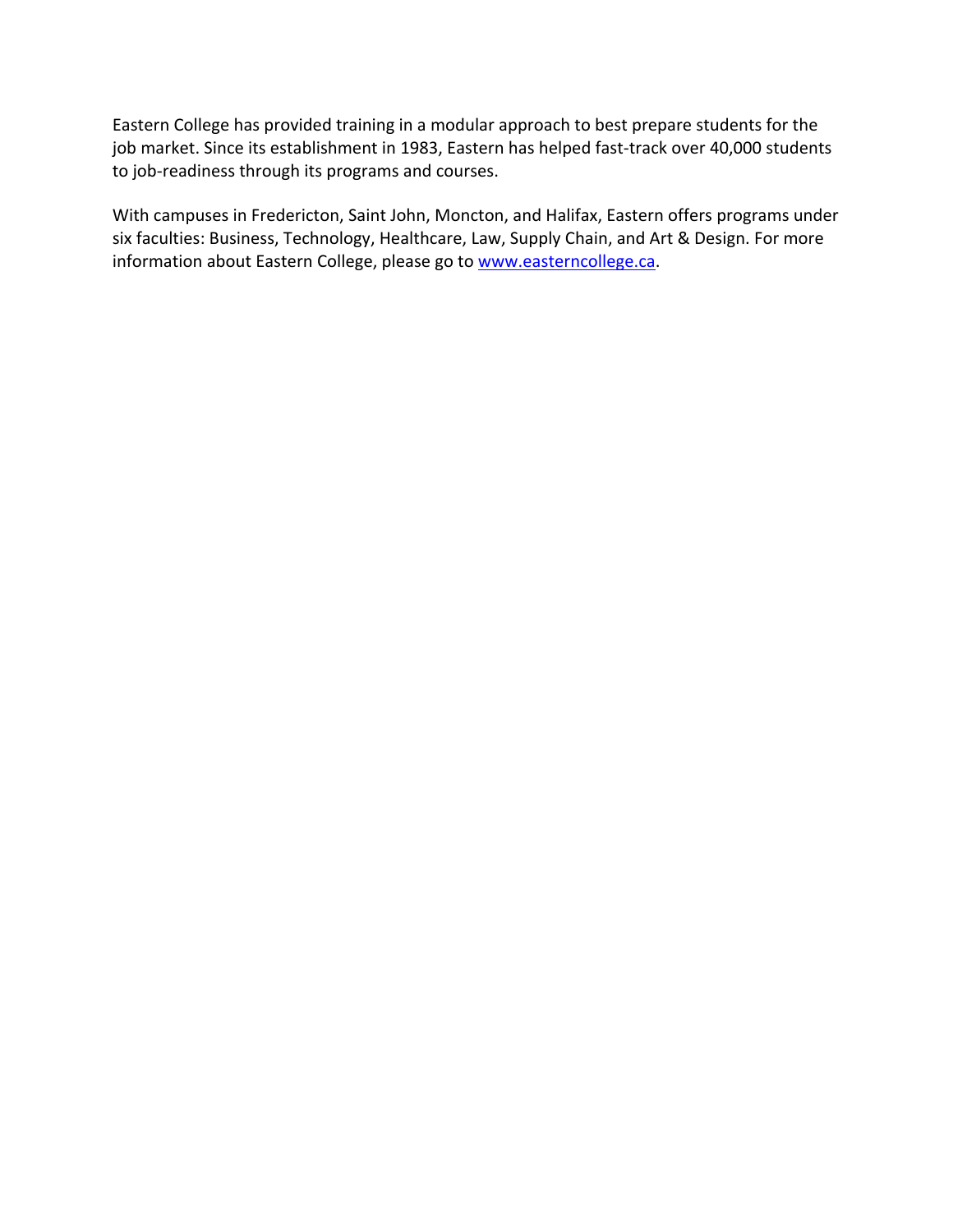Eastern College has provided training in a modular approach to best prepare students for the job market. Since its establishment in 1983, Eastern has helped fast-track over 40,000 students to job-readiness through its programs and courses.

With campuses in Fredericton, Saint John, Moncton, and Halifax, Eastern offers programs under six faculties: Business, Technology, Healthcare, Law, Supply Chain, and Art & Design. For more information about Eastern College, please go to [www.easterncollege.ca](http://www.easterncollege.ca).